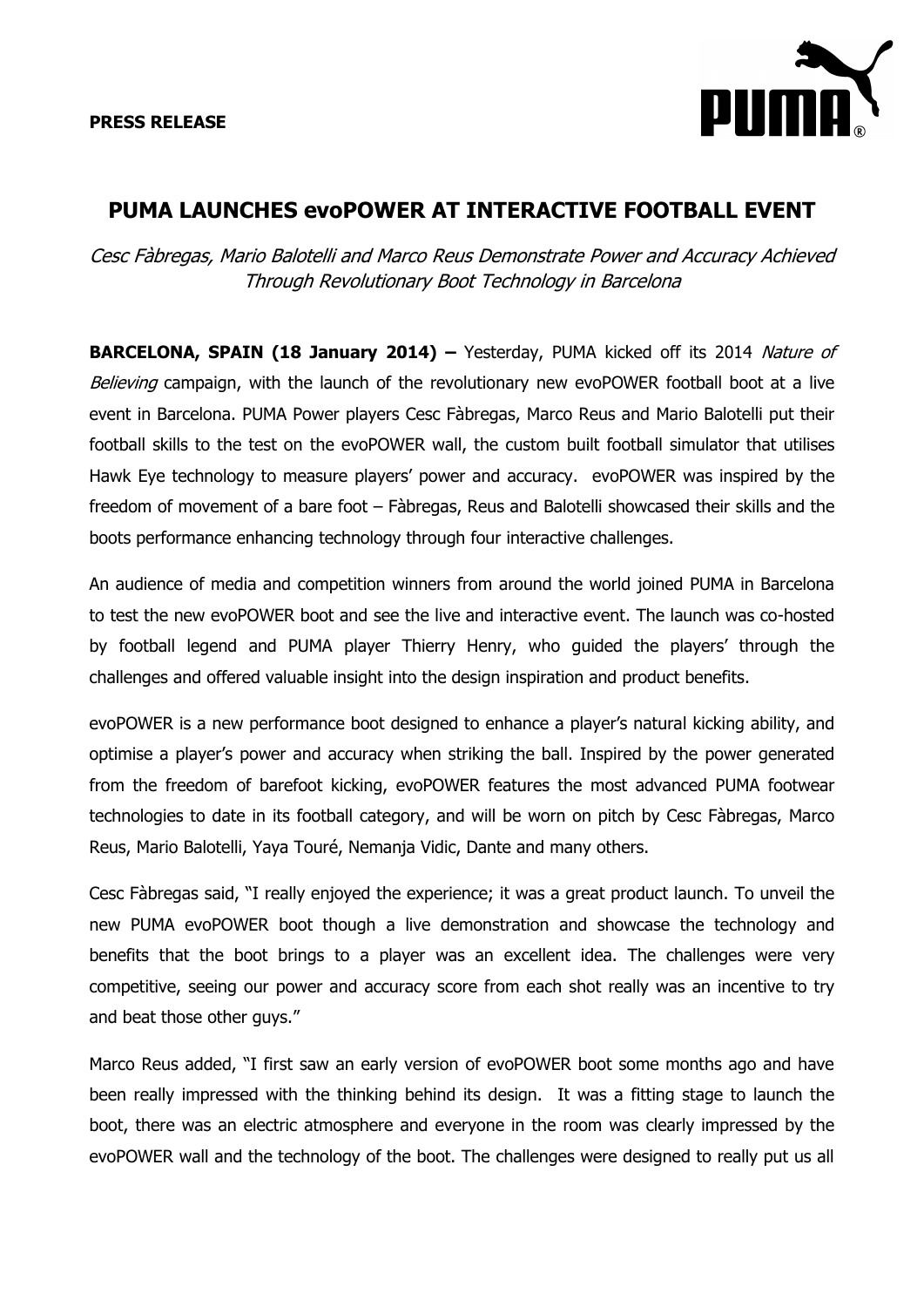**PRESS RELEASE**

# PUMA LAUNCHES evoPOWER AT INTERACTIVE FOOTBALL EVENT

*Cesc Fàbregas, Mario Balotelli and Marco Reus Demonstrate Power and Accuracy Achieved Through Revolutionary Boot Technology in Barcelona*

**BARCELONA, SPAIN (18 January 2014) –** Yesterday, PUMA kicked off its 2014 *Nature of Believing* campaign, with the launch of the revolutionary new evoPOWER football boot at a live event in Barcelona. PUMA Power players Cesc Fàbregas, Marco Reus and Mario Balotelli put their football skills to the test on the evoPOWER wall, the custom built football simulator that utilises Hawk Eye technology to measure players' power and accuracy. evoPOWER was inspired by the freedom of movement of a bare foot – Fàbregas, Reus and Balotelli showcased their skills and the boots performance enhancing technology through four interactive challenges.

An audience of media and competition winners from around the world joined PUMA in Barcelona to test the new evoPOWER boot and see the live and interactive event. The launch was co-hosted by football legend and PUMA player Thierry Henry, who guided the players' through the challenges and offered valuable insight into the design inspiration and product benefits.

evoPOWER is a new performance boot designed to enhance a player's natural kicking ability, and optimise a player's power and accuracy when striking the ball. Inspired by the power generated from the freedom of barefoot kicking, evoPOWER features the most advanced PUMA footwear technologies to date in its football category, and will be worn on pitch by Cesc Fàbregas, Marco Reus, Mario Balotelli, Yaya Touré, Nemanja Vidic, Dante and many others.

Cesc Fàbregas said, "I really enjoyed the experience; it was a great product launch. To unveil the new PUMA evoPOWER boot though a live demonstration and showcase the technology and benefits that the boot brings to a player was an excellent idea. The challenges were very competitive, seeing our power and accuracy score from each shot really was an incentive to try and beat those other guys."

Marco Reus added, "I first saw an early version of evoPOWER boot some months ago and have been really impressed with the thinking behind its design. It was a fitting stage to launch the boot, there was an electric atmosphere and everyone in the room was clearly impressed by the evoPOWER wall and the technology of the boot. The challenges were designed to really put us all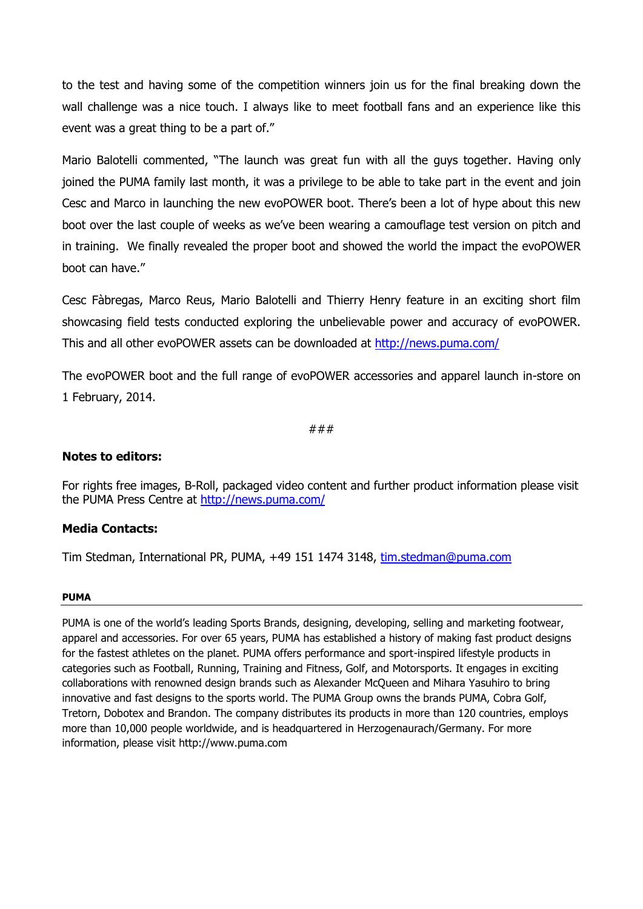to the test and having some of the competition winners join us for the final breaking down the wall challenge was a nice touch. I always like to meet football fans and an experience like this event was a great thing to be a part of."

Mario Balotelli commented, "The launch was great fun with all the guys together. Having only joined the PUMA family last month, it was a privilege to be able to take part in the event and join Cesc and Marco in launching the new evoPOWER boot. There's been a lot of hype about this new boot over the last couple of weeks as we've been wearing a camouflage test version on pitch and in training. We finally revealed the proper boot and showed the world the impact the evoPOWER boot can have."

Cesc Fàbregas, Marco Reus, Mario Balotelli and Thierry Henry feature in an exciting short film showcasing field tests conducted exploring the unbelievable power and accuracy of evoPOWER. This and all other evoPOWER assets can be downloaded at http://news.puma.com/

The evoPOWER boot and the full range of evoPOWER accessories and apparel launch in-store on 1 February, 2014.

###

**Notes to editors:**

For rights free images, B-Roll, packaged video content and further product information please visit the PUMA Press Centre at http://news.puma.com/

**Media Contacts:**

Tim Stedman, International PR, PUMA, +49 151 1474 3148, tim.stedman@puma.com

**PUMA**

PUMA is one of the world's leading Sports Brands, designing, developing, selling and marketing footwear, apparel and accessories. For over 65 years, PUMA has established a history of making fast product designs for the fastest athletes on the planet. PUMA offers performance and sport-inspired lifestyle products in categories such as Football, Running, Training and Fitness, Golf, and Motorsports. It engages in exciting collaborations with renowned design brands such as Alexander McQueen and Mihara Yasuhiro to bring innovative and fast designs to the sports world. The PUMA Group owns the brands PUMA, Cobra Golf, Tretorn, Dobotex and Brandon. The company distributes its products in more than 120 countries, employs more than 10,000 people worldwide, and is headquartered in Herzogenaurach/Germany. For more information, please visit http://www.puma.com